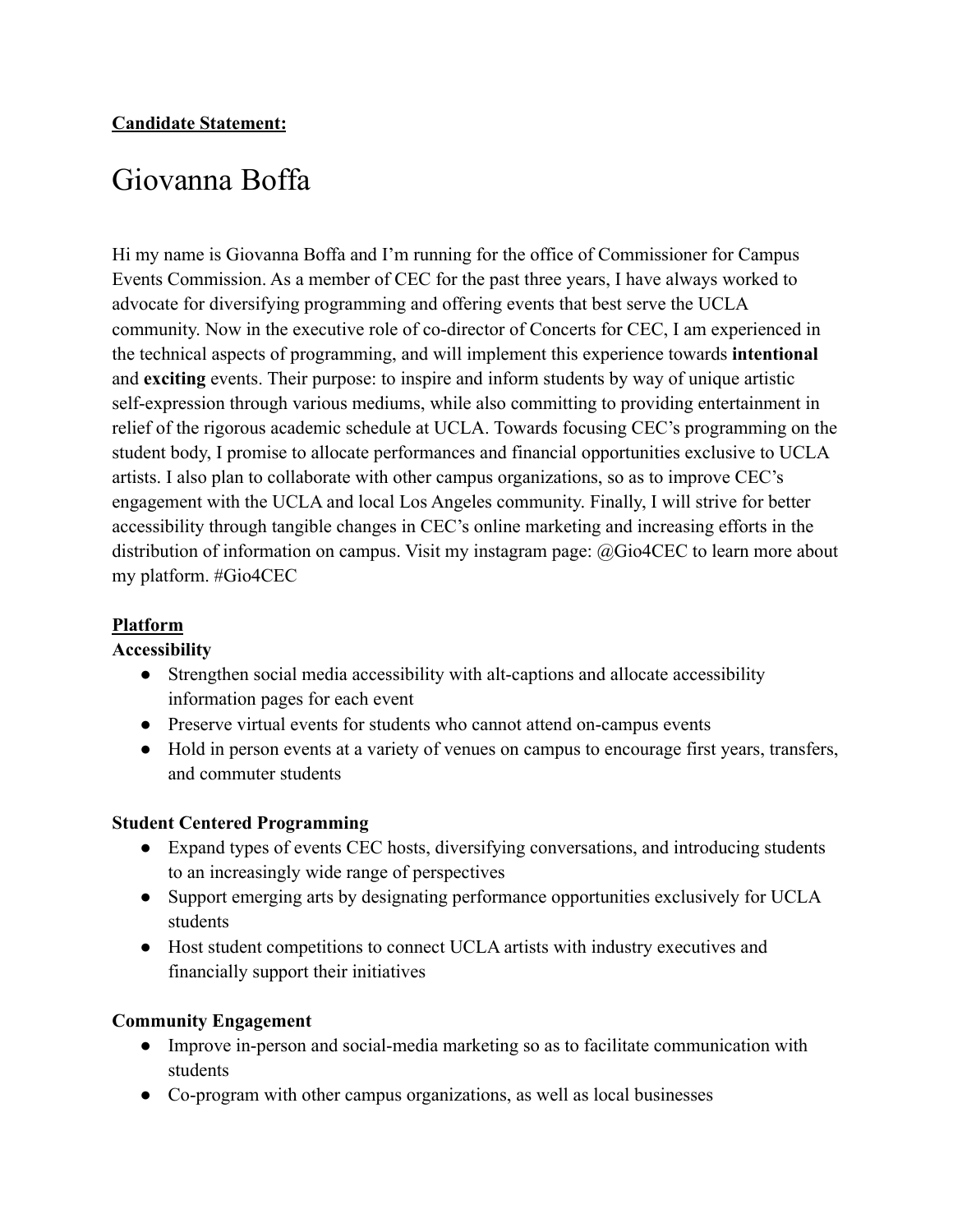**Candidate Statement:**

# Giovanna Boffa

Hi my name is Giovanna Boffa and I'm running for the office of Commissioner for Campus Events Commission. As a member of CEC for the past three years, I have always worked to advocate for diversifying programming and offering events that best serve the UCLA community. Now in the executive role of co-director of Concerts for CEC, I am experienced in the technical aspects of programming, and will implement this experience towards **intentional** and **exciting** events. Their purpose: to inspire and inform students by way of unique artistic self-expression through various mediums, while also committing to providing entertainment in relief of the rigorous academic schedule at UCLA. Towards focusing CEC's programming on the student body, I promise to allocate performances and financial opportunities exclusive to UCLA artists. I also plan to collaborate with other campus organizations, so as to improve CEC's engagement with the UCLA and local Los Angeles community. Finally, I will strive for better accessibility through tangible changes in CEC's online marketing and increasing efforts in the distribution of information on campus. Visit my instagram page: @Gio4CEC to learn more about my platform. #Gio4CEC

**Platform**

**Accessibility**

- Strengthen social media accessibility with alt-captions and allocate accessibility information pages for each event
- Preserve virtual events for students who cannot attend on-campus events
- Hold in person events at a variety of venues on campus to encourage first years, transfers, and commuter students

**Student Centered Programming**

- Expand types of events CEC hosts, diversifying conversations, and introducing students to an increasingly wide range of perspectives
- Support emerging arts by designating performance opportunities exclusively for UCLA students
- Host student competitions to connect UCLA artists with industry executives and financially support their initiatives

**Community Engagement**

- Improve in-person and social-media marketing so as to facilitate communication with students
- Co-program with other campus organizations, as well as local businesses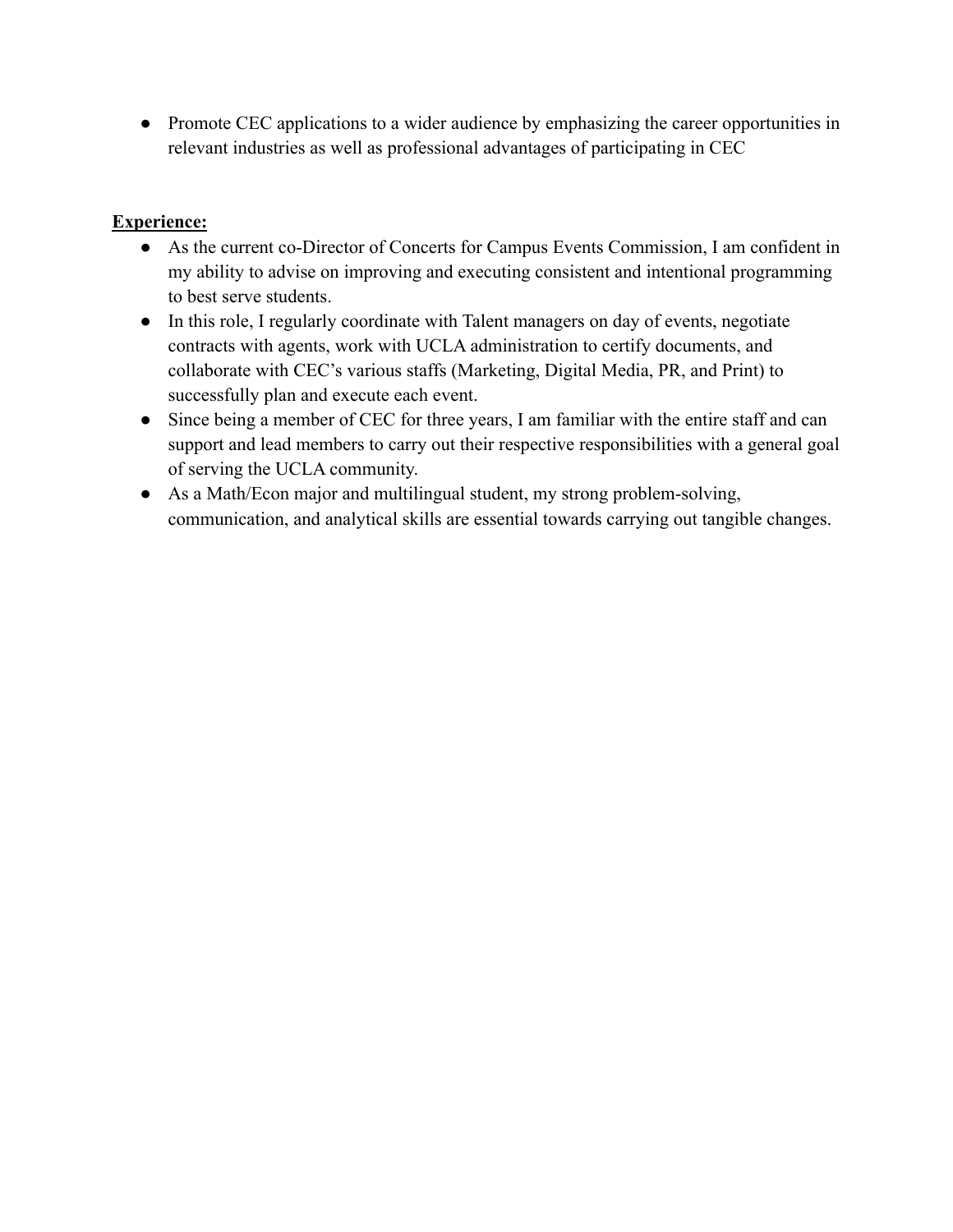- Promote CEC applications to a wider audience by emphasizing the career opportunities in relevant industries as well as professional advantages of participating in CEC

**Experience:**

- As the current co-Director of Concerts for Campus Events Commission, I am confident in my ability to advise on improving and executing consistent and intentional programming to best serve students.
- In this role, I regularly coordinate with Talent managers on day of events, negotiate contracts with agents, work with UCLA administration to certify documents, and collaborate with CEC's various staffs (Marketing, Digital Media, PR, and Print) to successfully plan and execute each event.
- Since being a member of CEC for three years, I am familiar with the entire staff and can support and lead members to carry out their respective responsibilities with a general goal of serving the UCLA community.
- As a Math/Econ major and multilingual student, my strong problem-solving, communication, and analytical skills are essential towards carrying out tangible changes.